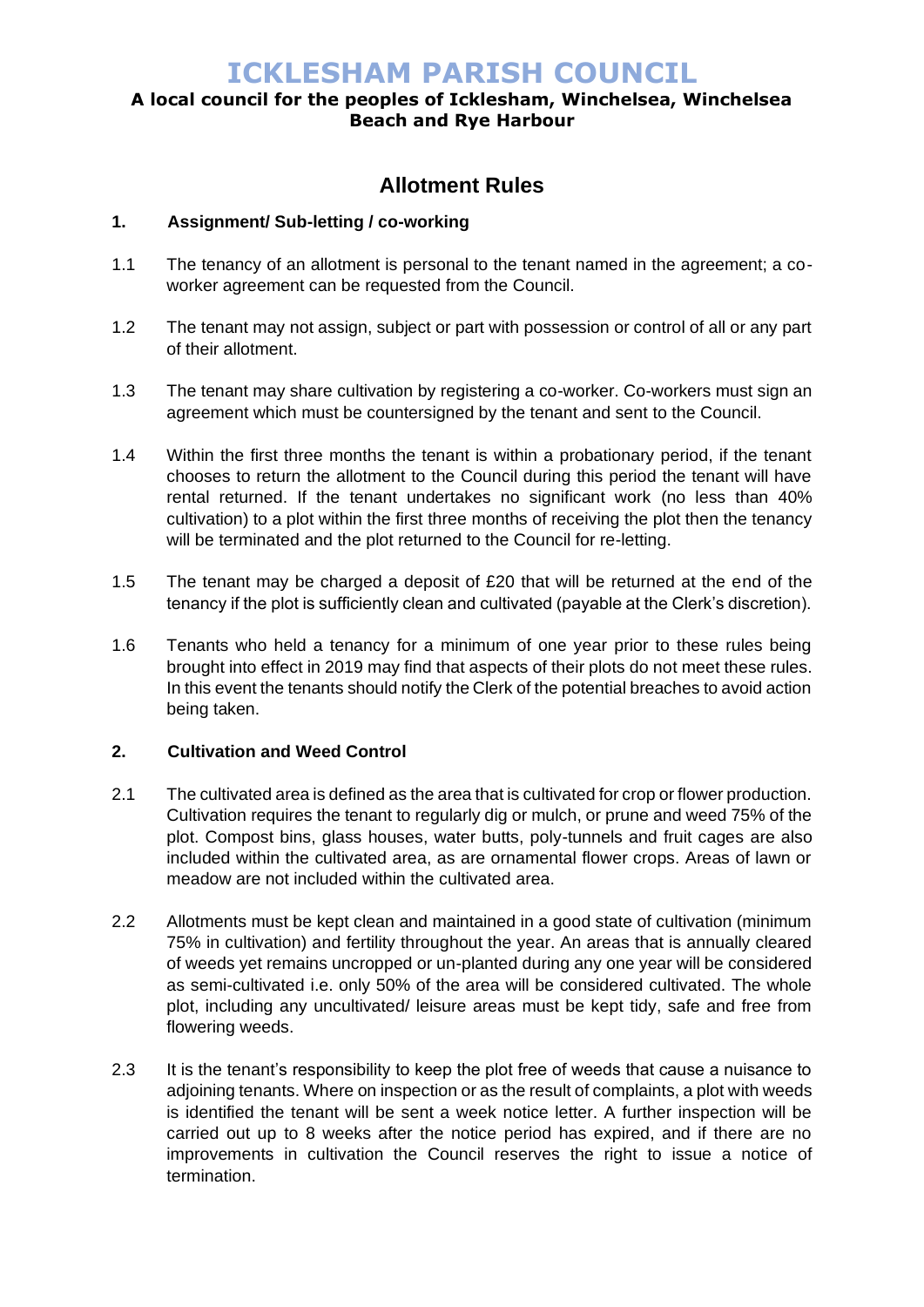# ICKLESHAM PARISH COUNCIL

**A local council for the peoples of Icklesham, Winchelsea, Winchelsea Beach and Rye Harbour**

## Allotment Rules

### 1. Assignment/ Sub-letting / co-working

1.1 The tenancy of an allotment is personal to the tenant named in the agreement; a co-worker agreement can be requested from the Council.

1.2 The tenant may not assign, subject or part with possession or control of all or any part of their allotment.

1.3 The tenant may share cultivation by registering a co-worker. Co-workers must sign an agreement which must be countersigned by the tenant and sent to the Council.

1.4 Within the first three months the tenant is within a probationary period, if the tenant chooses to return the allotment to the Council during this period the tenant will have rental returned. If the tenant undertakes no significant work (no less than 40% cultivation) to a plot within the first three months of receiving the plot then the tenancy will be terminated and the plot returned to the Council for re-letting.

1.5 The tenant may be charged a deposit of £20 that will be returned at the end of the tenancy if the plot is sufficiently clean and cultivated (payable at the Clerk's discretion).

1.6 Tenants who held a tenancy for a minimum of one year prior to these rules being brought into effect in 2019 may find that aspects of their plots do not meet these rules. In this event the tenants should notify the Clerk of the potential breaches to avoid action being taken.

### 2. Cultivation and Weed Control

2.1 The cultivated area is defined as the area that is cultivated for crop or flower production. Cultivation requires the tenant to regularly dig or mulch, or prune and weed 75% of the plot. Compost bins, glass houses, water butts, poly-tunnels and fruit cages are also included within the cultivated area, as are ornamental flower crops. Areas of lawn or meadow are not included within the cultivated area.

2.2 Allotments must be kept clean and maintained in a good state of cultivation (minimum 75% in cultivation) and fertility throughout the year. An areas that is annually cleared of weeds yet remains uncropped or un-planted during any one year will be considered as semi-cultivated i.e. only 50% of the area will be considered cultivated. The whole plot, including any uncultivated/ leisure areas must be kept tidy, safe and free from flowering weeds.

2.3 It is the tenant's responsibility to keep the plot free of weeds that cause a nuisance to adjoining tenants. Where on inspection or as the result of complaints, a plot with weeds is identified the tenant will be sent a week notice letter. A further inspection will be carried out up to 8 weeks after the notice period has expired, and if there are no improvements in cultivation the Council reserves the right to issue a notice of termination.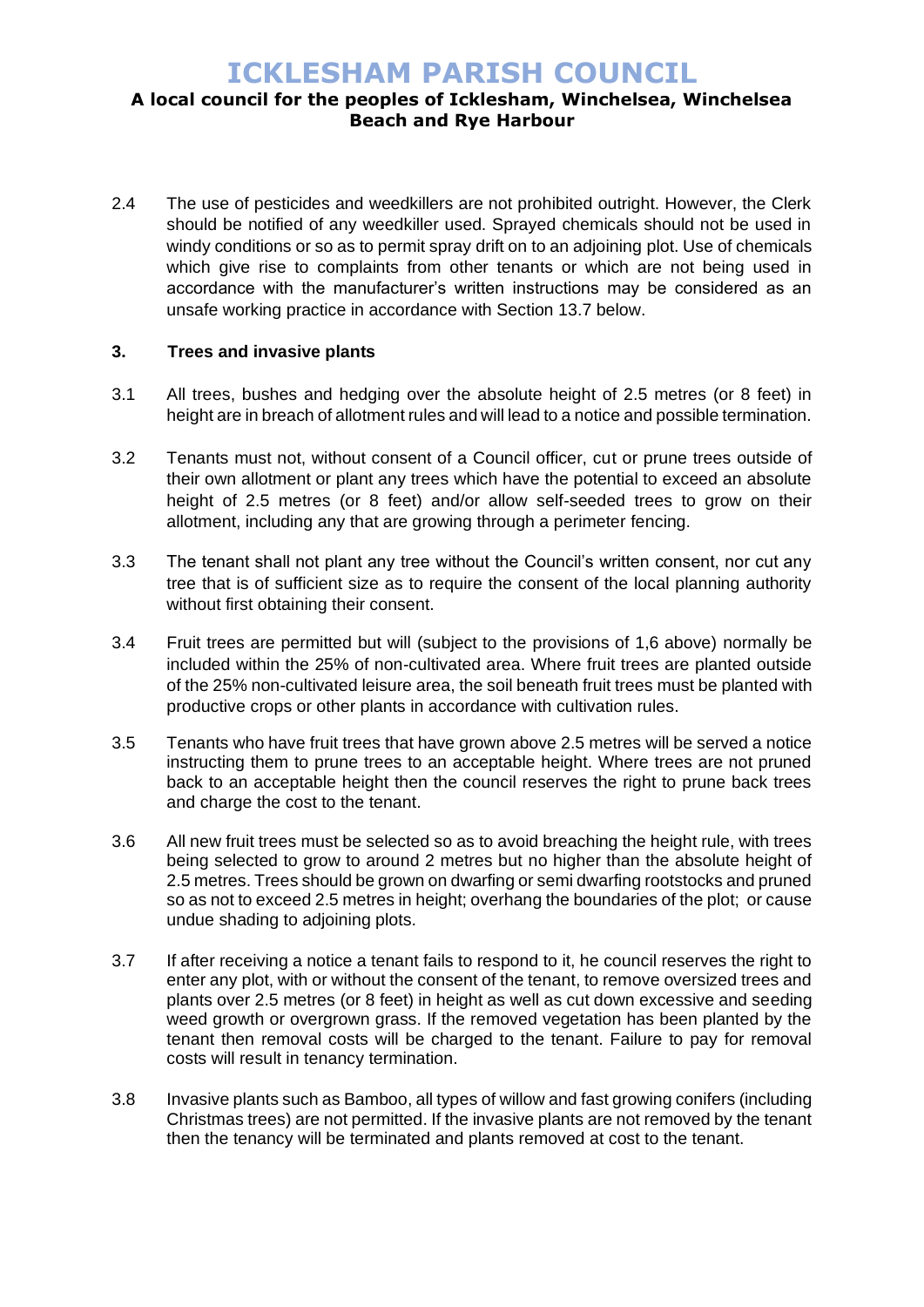2.4 The use of pesticides and weedkillers are not prohibited outright. However, the Clerk should be notified of any weedkiller used. Sprayed chemicals should not be used in windy conditions or so as to permit spray drift on to an adjoining plot. Use of chemicals which give rise to complaints from other tenants or which are not being used in accordance with the manufacturer's written instructions may be considered as an unsafe working practice in accordance with Section 13.7 below.

### 3. Trees and invasive plants

3.1 All trees, bushes and hedging over the absolute height of 2.5 metres (or 8 feet) in height are in breach of allotment rules and will lead to a notice and possible termination.

3.2 Tenants must not, without consent of a Council officer, cut or prune trees outside of their own allotment or plant any trees which have the potential to exceed an absolute height of 2.5 metres (or 8 feet) and/or allow self-seeded trees to grow on their allotment, including any that are growing through a perimeter fencing.

3.3 The tenant shall not plant any tree without the Council's written consent, nor cut any tree that is of sufficient size as to require the consent of the local planning authority without first obtaining their consent.

3.4 Fruit trees are permitted but will (subject to the provisions of 1,6 above) normally be included within the 25% of non-cultivated area. Where fruit trees are planted outside of the 25% non-cultivated leisure area, the soil beneath fruit trees must be planted with productive crops or other plants in accordance with cultivation rules.

3.5 Tenants who have fruit trees that have grown above 2.5 metres will be served a notice instructing them to prune trees to an acceptable height. Where trees are not pruned back to an acceptable height then the council reserves the right to prune back trees and charge the cost to the tenant.

3.6 All new fruit trees must be selected so as to avoid breaching the height rule, with trees being selected to grow to around 2 metres but no higher than the absolute height of 2.5 metres. Trees should be grown on dwarfing or semi dwarfing rootstocks and pruned so as not to exceed 2.5 metres in height; overhang the boundaries of the plot; or cause undue shading to adjoining plots.

3.7 If after receiving a notice a tenant fails to respond to it, he council reserves the right to enter any plot, with or without the consent of the tenant, to remove oversized trees and plants over 2.5 metres (or 8 feet) in height as well as cut down excessive and seeding weed growth or overgrown grass. If the removed vegetation has been planted by the tenant then removal costs will be charged to the tenant. Failure to pay for removal costs will result in tenancy termination.

3.8 Invasive plants such as Bamboo, all types of willow and fast growing conifers (including Christmas trees) are not permitted. If the invasive plants are not removed by the tenant then the tenancy will be terminated and plants removed at cost to the tenant.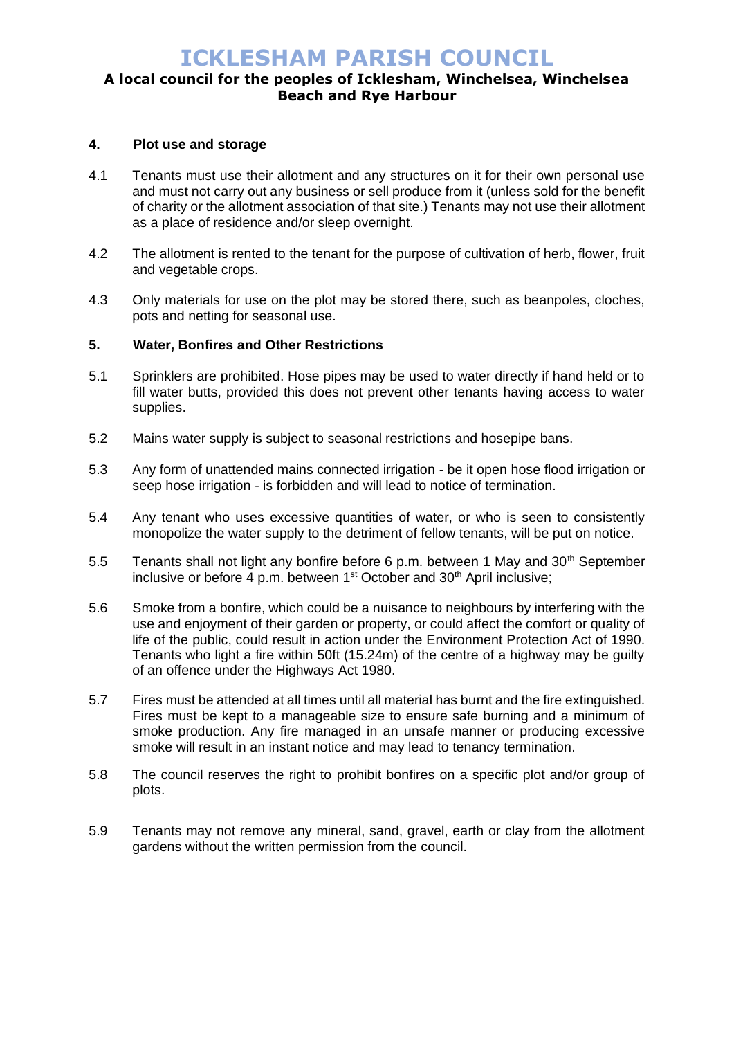### 4. Plot use and storage

4.1 Tenants must use their allotment and any structures on it for their own personal use and must not carry out any business or sell produce from it (unless sold for the benefit of charity or the allotment association of that site.) Tenants may not use their allotment as a place of residence and/or sleep overnight.

4.2 The allotment is rented to the tenant for the purpose of cultivation of herb, flower, fruit and vegetable crops.

4.3 Only materials for use on the plot may be stored there, such as beanpoles, cloches, pots and netting for seasonal use.

### 5. Water, Bonfires and Other Restrictions

5.1 Sprinklers are prohibited. Hose pipes may be used to water directly if hand held or to fill water butts, provided this does not prevent other tenants having access to water supplies.

5.2 Mains water supply is subject to seasonal restrictions and hosepipe bans.

5.3 Any form of unattended mains connected irrigation - be it open hose flood irrigation or seep hose irrigation - is forbidden and will lead to notice of termination.

5.4 Any tenant who uses excessive quantities of water, or who is seen to consistently monopolize the water supply to the detriment of fellow tenants, will be put on notice.

5.5 Tenants shall not light any bonfire before 6 p.m. between 1 May and 30th September inclusive or before 4 p.m. between 1st October and 30th April inclusive;

5.6 Smoke from a bonfire, which could be a nuisance to neighbours by interfering with the use and enjoyment of their garden or property, or could affect the comfort or quality of life of the public, could result in action under the Environment Protection Act of 1990. Tenants who light a fire within 50ft (15.24m) of the centre of a highway may be guilty of an offence under the Highways Act 1980.

5.7 Fires must be attended at all times until all material has burnt and the fire extinguished. Fires must be kept to a manageable size to ensure safe burning and a minimum of smoke production. Any fire managed in an unsafe manner or producing excessive smoke will result in an instant notice and may lead to tenancy termination.

5.8 The council reserves the right to prohibit bonfires on a specific plot and/or group of plots.

5.9 Tenants may not remove any mineral, sand, gravel, earth or clay from the allotment gardens without the written permission from the council.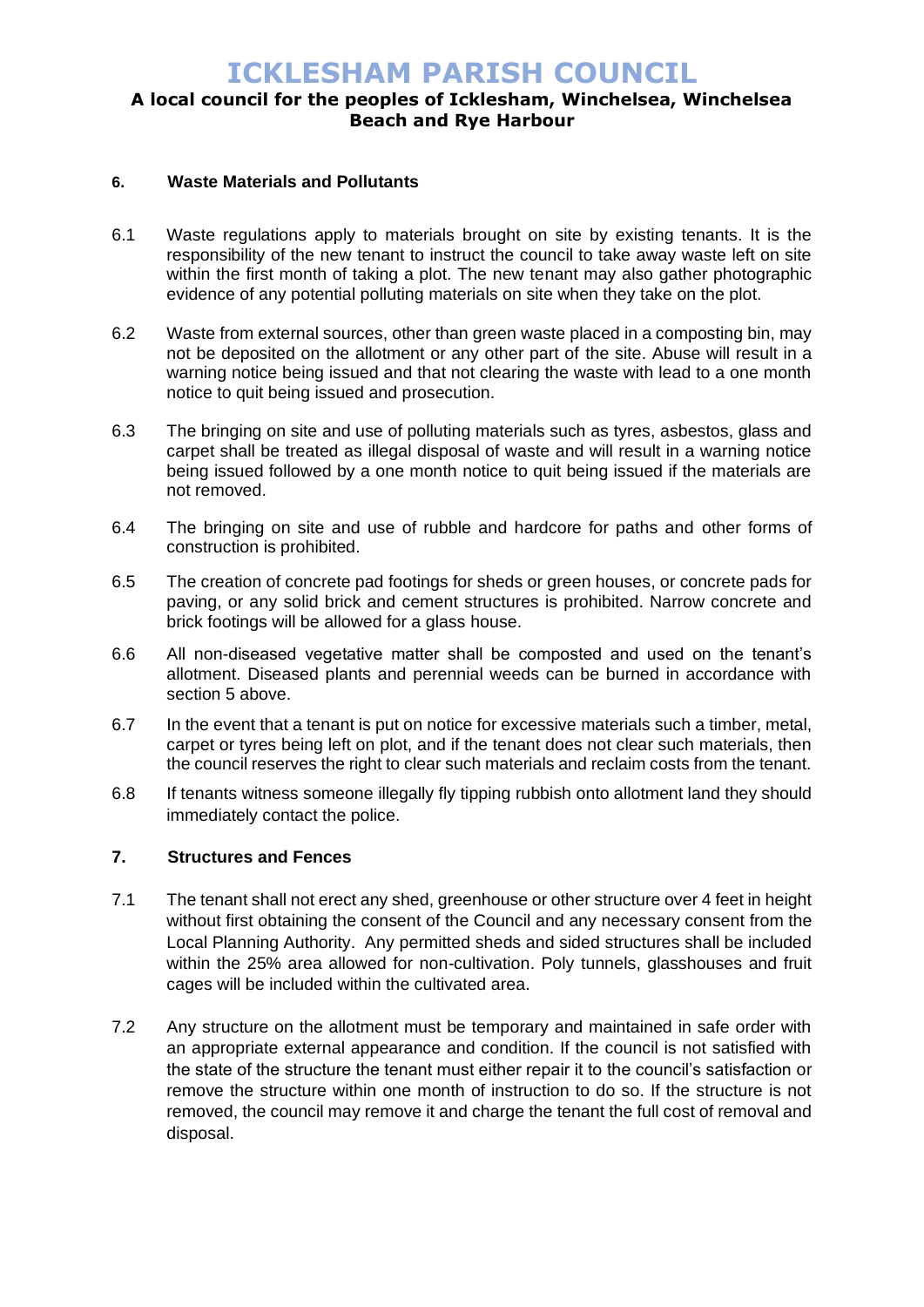## 6. Waste Materials and Pollutants

6.1 Waste regulations apply to materials brought on site by existing tenants. It is the responsibility of the new tenant to instruct the council to take away waste left on site within the first month of taking a plot. The new tenant may also gather photographic evidence of any potential polluting materials on site when they take on the plot.

6.2 Waste from external sources, other than green waste placed in a composting bin, may not be deposited on the allotment or any other part of the site. Abuse will result in a warning notice being issued and that not clearing the waste with lead to a one month notice to quit being issued and prosecution.

6.3 The bringing on site and use of polluting materials such as tyres, asbestos, glass and carpet shall be treated as illegal disposal of waste and will result in a warning notice being issued followed by a one month notice to quit being issued if the materials are not removed.

6.4 The bringing on site and use of rubble and hardcore for paths and other forms of construction is prohibited.

6.5 The creation of concrete pad footings for sheds or green houses, or concrete pads for paving, or any solid brick and cement structures is prohibited. Narrow concrete and brick footings will be allowed for a glass house.

6.6 All non-diseased vegetative matter shall be composted and used on the tenant's allotment. Diseased plants and perennial weeds can be burned in accordance with section 5 above.

6.7 In the event that a tenant is put on notice for excessive materials such a timber, metal, carpet or tyres being left on plot, and if the tenant does not clear such materials, then the council reserves the right to clear such materials and reclaim costs from the tenant.

6.8 If tenants witness someone illegally fly tipping rubbish onto allotment land they should immediately contact the police.

## 7. Structures and Fences

7.1 The tenant shall not erect any shed, greenhouse or other structure over 4 feet in height without first obtaining the consent of the Council and any necessary consent from the Local Planning Authority. Any permitted sheds and sided structures shall be included within the 25% area allowed for non-cultivation. Poly tunnels, glasshouses and fruit cages will be included within the cultivated area.

7.2 Any structure on the allotment must be temporary and maintained in safe order with an appropriate external appearance and condition. If the council is not satisfied with the state of the structure the tenant must either repair it to the council's satisfaction or remove the structure within one month of instruction to do so. If the structure is not removed, the council may remove it and charge the tenant the full cost of removal and disposal.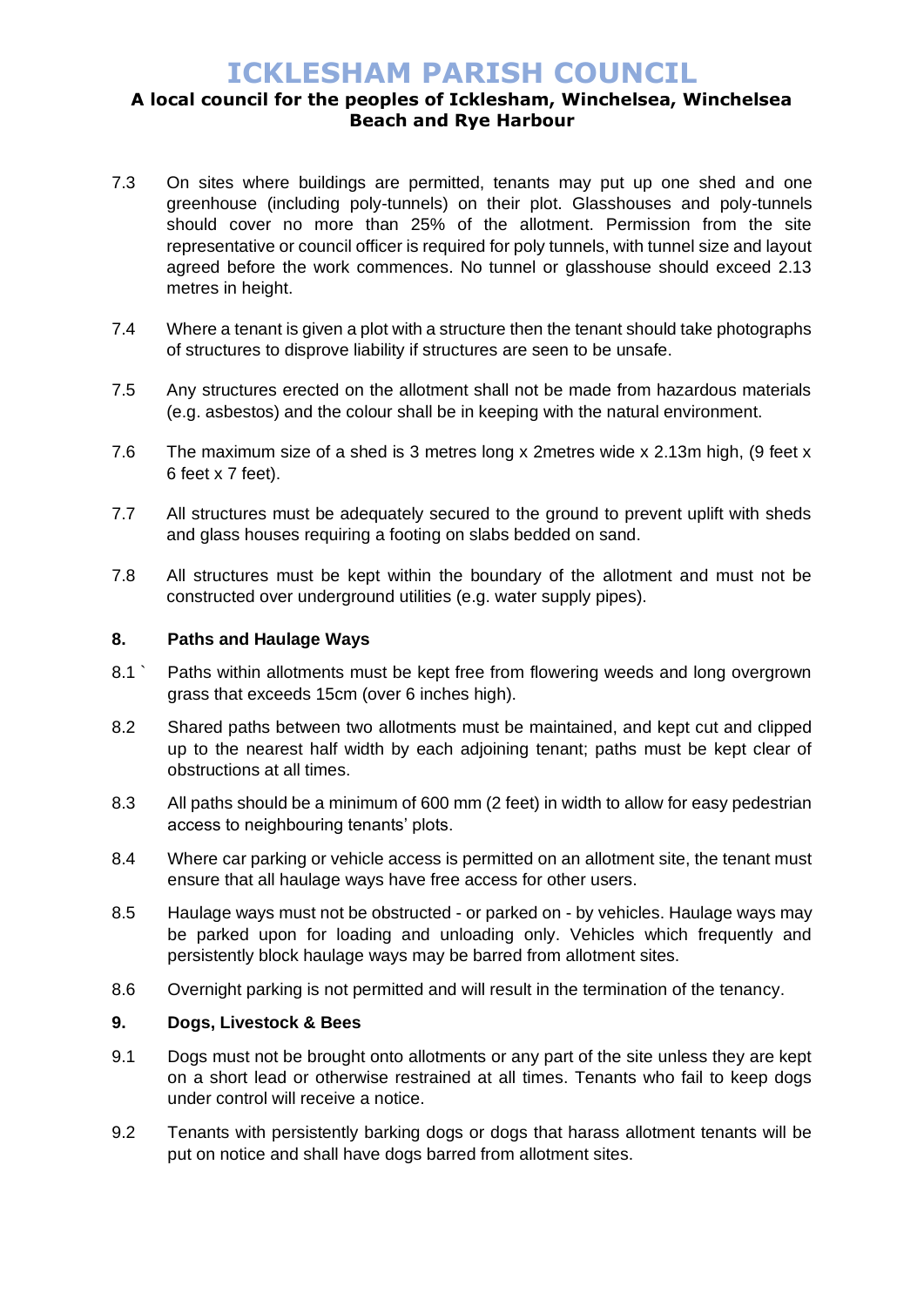7.3 On sites where buildings are permitted, tenants may put up one shed and one greenhouse (including poly-tunnels) on their plot. Glasshouses and poly-tunnels should cover no more than 25% of the allotment. Permission from the site representative or council officer is required for poly tunnels, with tunnel size and layout agreed before the work commences. No tunnel or glasshouse should exceed 2.13 metres in height.

7.4 Where a tenant is given a plot with a structure then the tenant should take photographs of structures to disprove liability if structures are seen to be unsafe.

7.5 Any structures erected on the allotment shall not be made from hazardous materials (e.g. asbestos) and the colour shall be in keeping with the natural environment.

7.6 The maximum size of a shed is 3 metres long x 2metres wide x 2.13m high, (9 feet x 6 feet x 7 feet).

7.7 All structures must be adequately secured to the ground to prevent uplift with sheds and glass houses requiring a footing on slabs bedded on sand.

7.8 All structures must be kept within the boundary of the allotment and must not be constructed over underground utilities (e.g. water supply pipes).

**8. Paths and Haulage Ways**

8.1 ` Paths within allotments must be kept free from flowering weeds and long overgrown grass that exceeds 15cm (over 6 inches high).

8.2 Shared paths between two allotments must be maintained, and kept cut and clipped up to the nearest half width by each adjoining tenant; paths must be kept clear of obstructions at all times.

8.3 All paths should be a minimum of 600 mm (2 feet) in width to allow for easy pedestrian access to neighbouring tenants' plots.

8.4 Where car parking or vehicle access is permitted on an allotment site, the tenant must ensure that all haulage ways have free access for other users.

8.5 Haulage ways must not be obstructed - or parked on - by vehicles. Haulage ways may be parked upon for loading and unloading only. Vehicles which frequently and persistently block haulage ways may be barred from allotment sites.

8.6 Overnight parking is not permitted and will result in the termination of the tenancy.

**9. Dogs, Livestock & Bees**

9.1 Dogs must not be brought onto allotments or any part of the site unless they are kept on a short lead or otherwise restrained at all times. Tenants who fail to keep dogs under control will receive a notice.

9.2 Tenants with persistently barking dogs or dogs that harass allotment tenants will be put on notice and shall have dogs barred from allotment sites.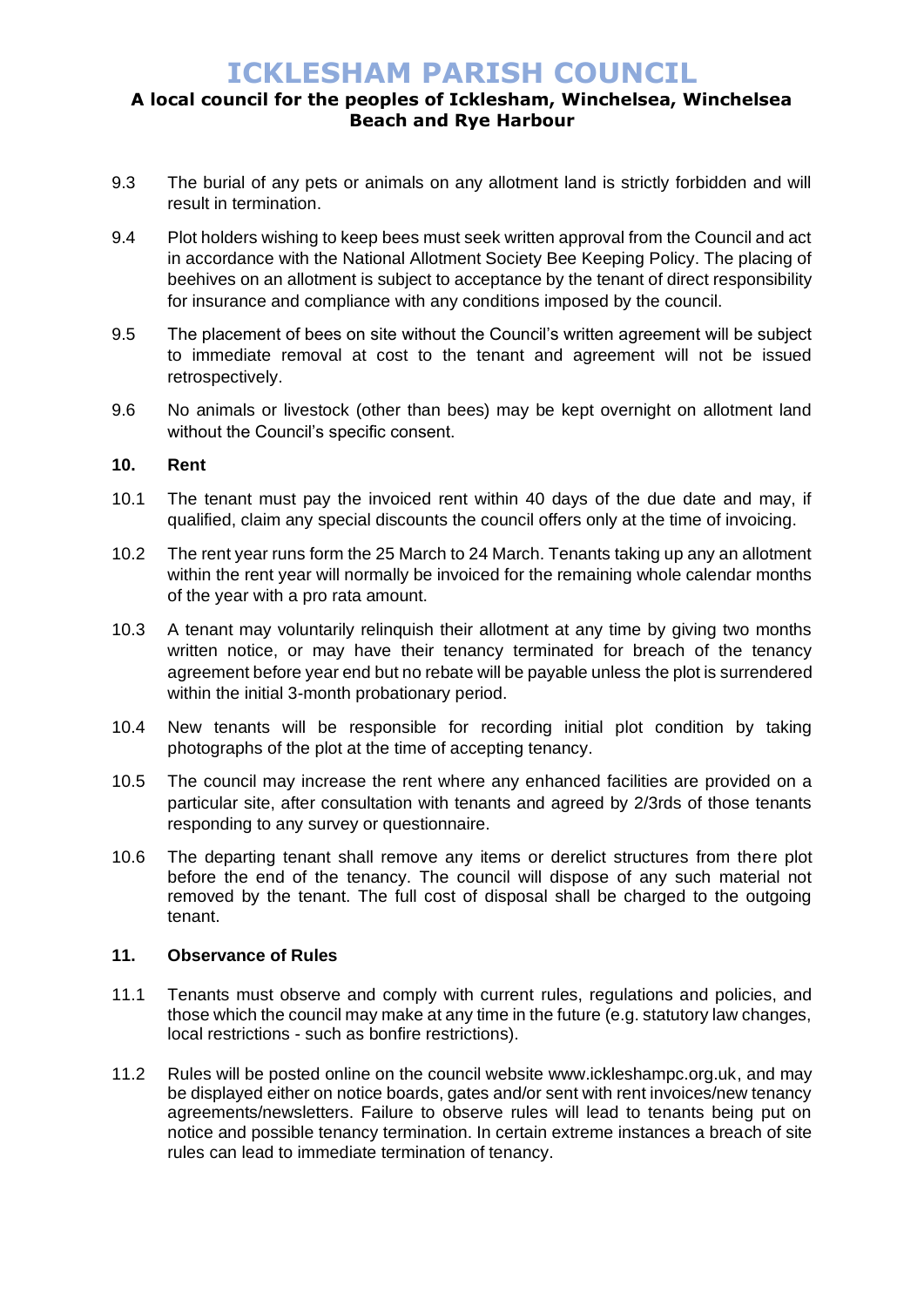9.3 The burial of any pets or animals on any allotment land is strictly forbidden and will result in termination.

9.4 Plot holders wishing to keep bees must seek written approval from the Council and act in accordance with the National Allotment Society Bee Keeping Policy. The placing of beehives on an allotment is subject to acceptance by the tenant of direct responsibility for insurance and compliance with any conditions imposed by the council.

9.5 The placement of bees on site without the Council's written agreement will be subject to immediate removal at cost to the tenant and agreement will not be issued retrospectively.

9.6 No animals or livestock (other than bees) may be kept overnight on allotment land without the Council's specific consent.

### 10. Rent

10.1 The tenant must pay the invoiced rent within 40 days of the due date and may, if qualified, claim any special discounts the council offers only at the time of invoicing.

10.2 The rent year runs form the 25 March to 24 March. Tenants taking up any an allotment within the rent year will normally be invoiced for the remaining whole calendar months of the year with a pro rata amount.

10.3 A tenant may voluntarily relinquish their allotment at any time by giving two months written notice, or may have their tenancy terminated for breach of the tenancy agreement before year end but no rebate will be payable unless the plot is surrendered within the initial 3-month probationary period.

10.4 New tenants will be responsible for recording initial plot condition by taking photographs of the plot at the time of accepting tenancy.

10.5 The council may increase the rent where any enhanced facilities are provided on a particular site, after consultation with tenants and agreed by 2/3rds of those tenants responding to any survey or questionnaire.

10.6 The departing tenant shall remove any items or derelict structures from there plot before the end of the tenancy. The council will dispose of any such material not removed by the tenant. The full cost of disposal shall be charged to the outgoing tenant.

### 11. Observance of Rules

11.1 Tenants must observe and comply with current rules, regulations and policies, and those which the council may make at any time in the future (e.g. statutory law changes, local restrictions - such as bonfire restrictions).

11.2 Rules will be posted online on the council website www.ickleshampc.org.uk, and may be displayed either on notice boards, gates and/or sent with rent invoices/new tenancy agreements/newsletters. Failure to observe rules will lead to tenants being put on notice and possible tenancy termination. In certain extreme instances a breach of site rules can lead to immediate termination of tenancy.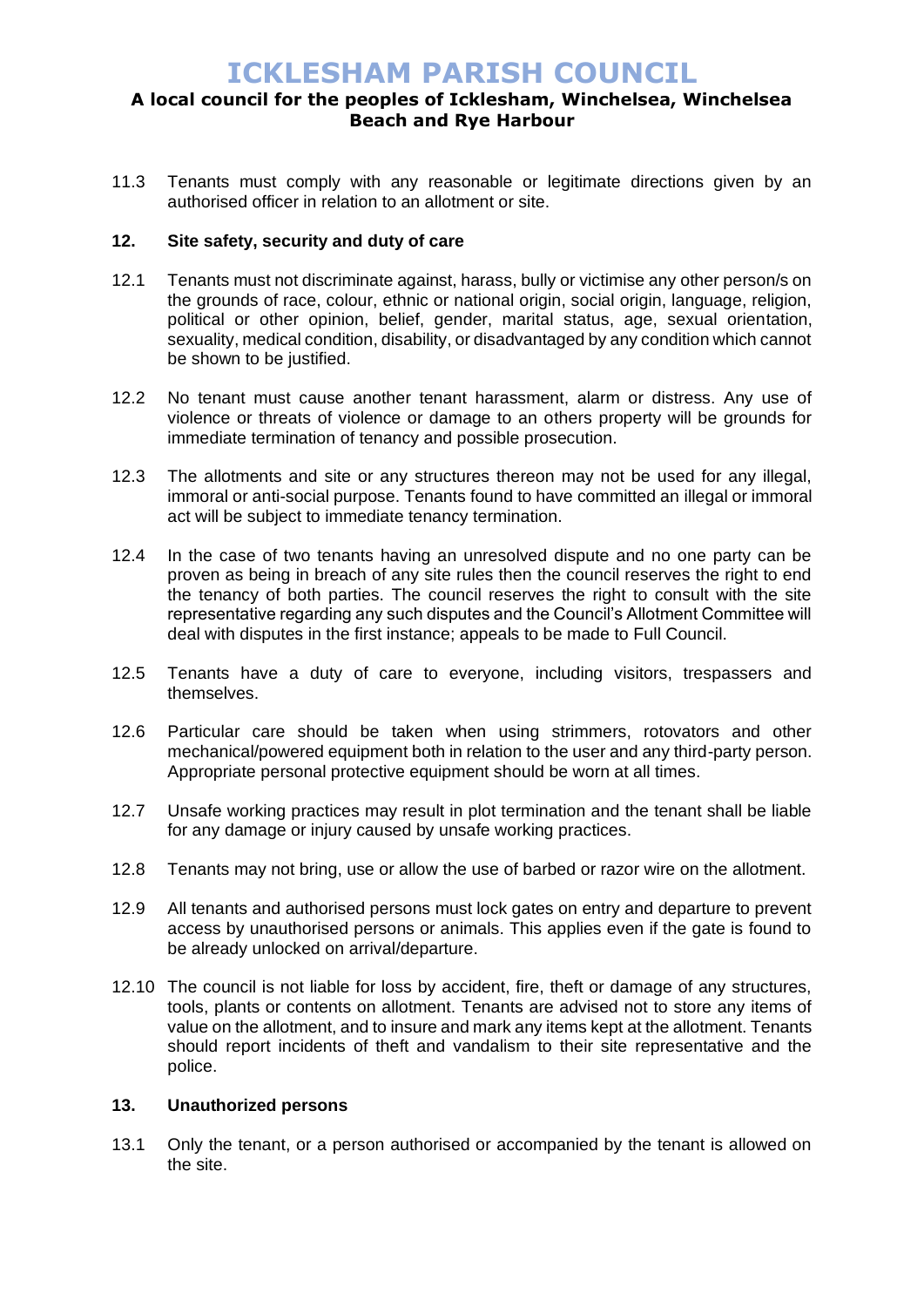11.3 Tenants must comply with any reasonable or legitimate directions given by an authorised officer in relation to an allotment or site.

## 12. Site safety, security and duty of care

12.1 Tenants must not discriminate against, harass, bully or victimise any other person/s on the grounds of race, colour, ethnic or national origin, social origin, language, religion, political or other opinion, belief, gender, marital status, age, sexual orientation, sexuality, medical condition, disability, or disadvantaged by any condition which cannot be shown to be justified.

12.2 No tenant must cause another tenant harassment, alarm or distress. Any use of violence or threats of violence or damage to an others property will be grounds for immediate termination of tenancy and possible prosecution.

12.3 The allotments and site or any structures thereon may not be used for any illegal, immoral or anti-social purpose. Tenants found to have committed an illegal or immoral act will be subject to immediate tenancy termination.

12.4 In the case of two tenants having an unresolved dispute and no one party can be proven as being in breach of any site rules then the council reserves the right to end the tenancy of both parties. The council reserves the right to consult with the site representative regarding any such disputes and the Council's Allotment Committee will deal with disputes in the first instance; appeals to be made to Full Council.

12.5 Tenants have a duty of care to everyone, including visitors, trespassers and themselves.

12.6 Particular care should be taken when using strimmers, rotovators and other mechanical/powered equipment both in relation to the user and any third-party person. Appropriate personal protective equipment should be worn at all times.

12.7 Unsafe working practices may result in plot termination and the tenant shall be liable for any damage or injury caused by unsafe working practices.

12.8 Tenants may not bring, use or allow the use of barbed or razor wire on the allotment.

12.9 All tenants and authorised persons must lock gates on entry and departure to prevent access by unauthorised persons or animals. This applies even if the gate is found to be already unlocked on arrival/departure.

12.10 The council is not liable for loss by accident, fire, theft or damage of any structures, tools, plants or contents on allotment. Tenants are advised not to store any items of value on the allotment, and to insure and mark any items kept at the allotment. Tenants should report incidents of theft and vandalism to their site representative and the police.

## 13. Unauthorized persons

13.1 Only the tenant, or a person authorised or accompanied by the tenant is allowed on the site.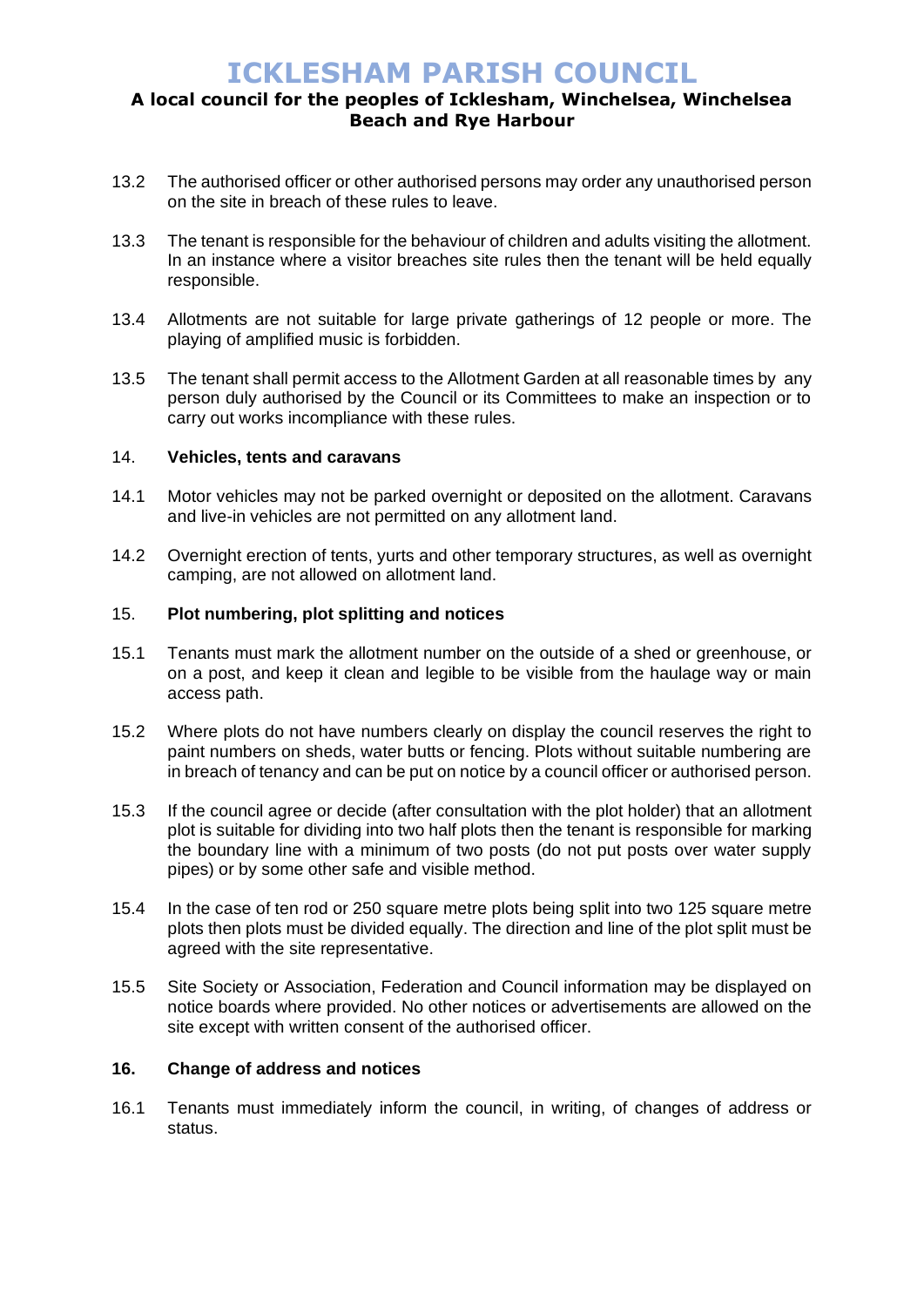13.2 The authorised officer or other authorised persons may order any unauthorised person on the site in breach of these rules to leave.

13.3 The tenant is responsible for the behaviour of children and adults visiting the allotment. In an instance where a visitor breaches site rules then the tenant will be held equally responsible.

13.4 Allotments are not suitable for large private gatherings of 12 people or more. The playing of amplified music is forbidden.

13.5 The tenant shall permit access to the Allotment Garden at all reasonable times by any person duly authorised by the Council or its Committees to make an inspection or to carry out works incompliance with these rules.

### 14. Vehicles, tents and caravans

14.1 Motor vehicles may not be parked overnight or deposited on the allotment. Caravans and live-in vehicles are not permitted on any allotment land.

14.2 Overnight erection of tents, yurts and other temporary structures, as well as overnight camping, are not allowed on allotment land.

### 15. Plot numbering, plot splitting and notices

15.1 Tenants must mark the allotment number on the outside of a shed or greenhouse, or on a post, and keep it clean and legible to be visible from the haulage way or main access path.

15.2 Where plots do not have numbers clearly on display the council reserves the right to paint numbers on sheds, water butts or fencing. Plots without suitable numbering are in breach of tenancy and can be put on notice by a council officer or authorised person.

15.3 If the council agree or decide (after consultation with the plot holder) that an allotment plot is suitable for dividing into two half plots then the tenant is responsible for marking the boundary line with a minimum of two posts (do not put posts over water supply pipes) or by some other safe and visible method.

15.4 In the case of ten rod or 250 square metre plots being split into two 125 square metre plots then plots must be divided equally. The direction and line of the plot split must be agreed with the site representative.

15.5 Site Society or Association, Federation and Council information may be displayed on notice boards where provided. No other notices or advertisements are allowed on the site except with written consent of the authorised officer.

### 16. Change of address and notices

16.1 Tenants must immediately inform the council, in writing, of changes of address or status.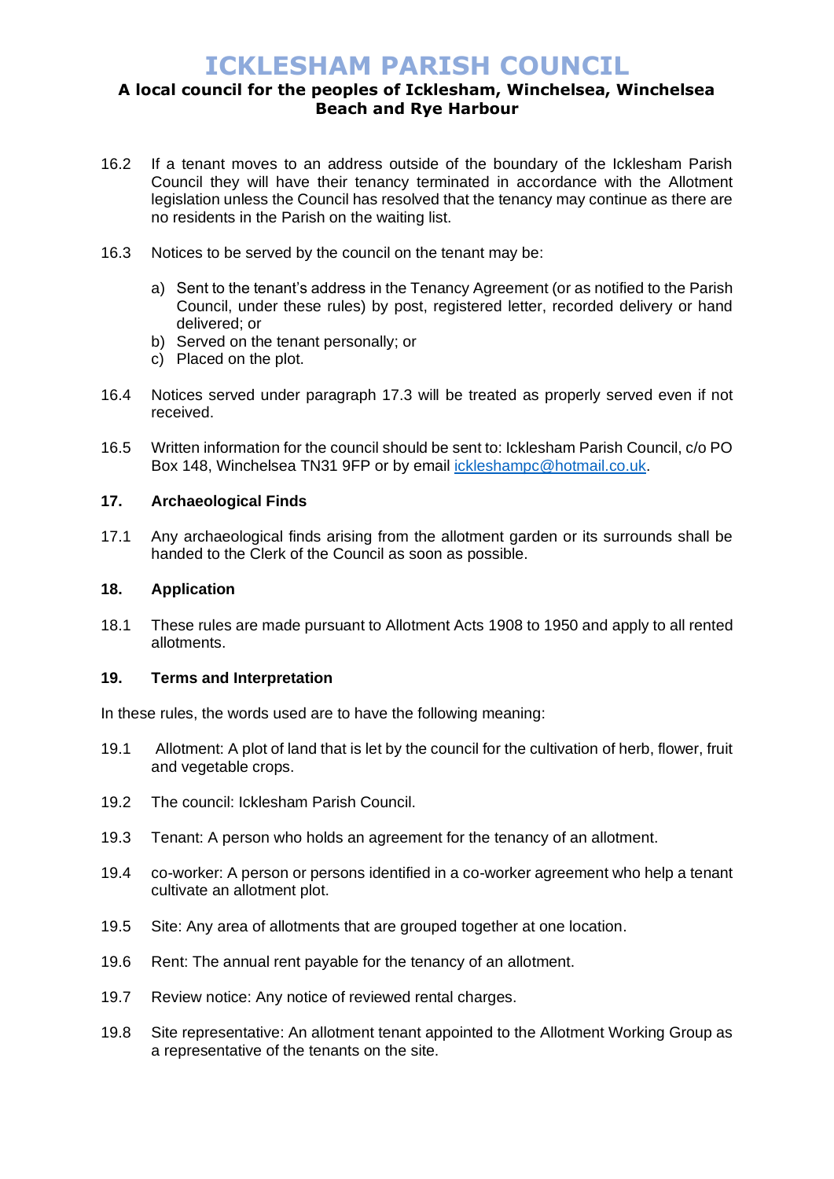16.2 If a tenant moves to an address outside of the boundary of the Icklesham Parish Council they will have their tenancy terminated in accordance with the Allotment legislation unless the Council has resolved that the tenancy may continue as there are no residents in the Parish on the waiting list.

16.3 Notices to be served by the council on the tenant may be:

a) Sent to the tenant's address in the Tenancy Agreement (or as notified to the Parish Council, under these rules) by post, registered letter, recorded delivery or hand delivered; or
b) Served on the tenant personally; or
c) Placed on the plot.

16.4 Notices served under paragraph 17.3 will be treated as properly served even if not received.

16.5 Written information for the council should be sent to: Icklesham Parish Council, c/o PO Box 148, Winchelsea TN31 9FP or by email ickleshampc@hotmail.co.uk.

## 17. Archaeological Finds

17.1 Any archaeological finds arising from the allotment garden or its surrounds shall be handed to the Clerk of the Council as soon as possible.

## 18. Application

18.1 These rules are made pursuant to Allotment Acts 1908 to 1950 and apply to all rented allotments.

## 19. Terms and Interpretation

In these rules, the words used are to have the following meaning:

19.1 Allotment: A plot of land that is let by the council for the cultivation of herb, flower, fruit and vegetable crops.

19.2 The council: Icklesham Parish Council.

19.3 Tenant: A person who holds an agreement for the tenancy of an allotment.

19.4 co-worker: A person or persons identified in a co-worker agreement who help a tenant cultivate an allotment plot.

19.5 Site: Any area of allotments that are grouped together at one location.

19.6 Rent: The annual rent payable for the tenancy of an allotment.

19.7 Review notice: Any notice of reviewed rental charges.

19.8 Site representative: An allotment tenant appointed to the Allotment Working Group as a representative of the tenants on the site.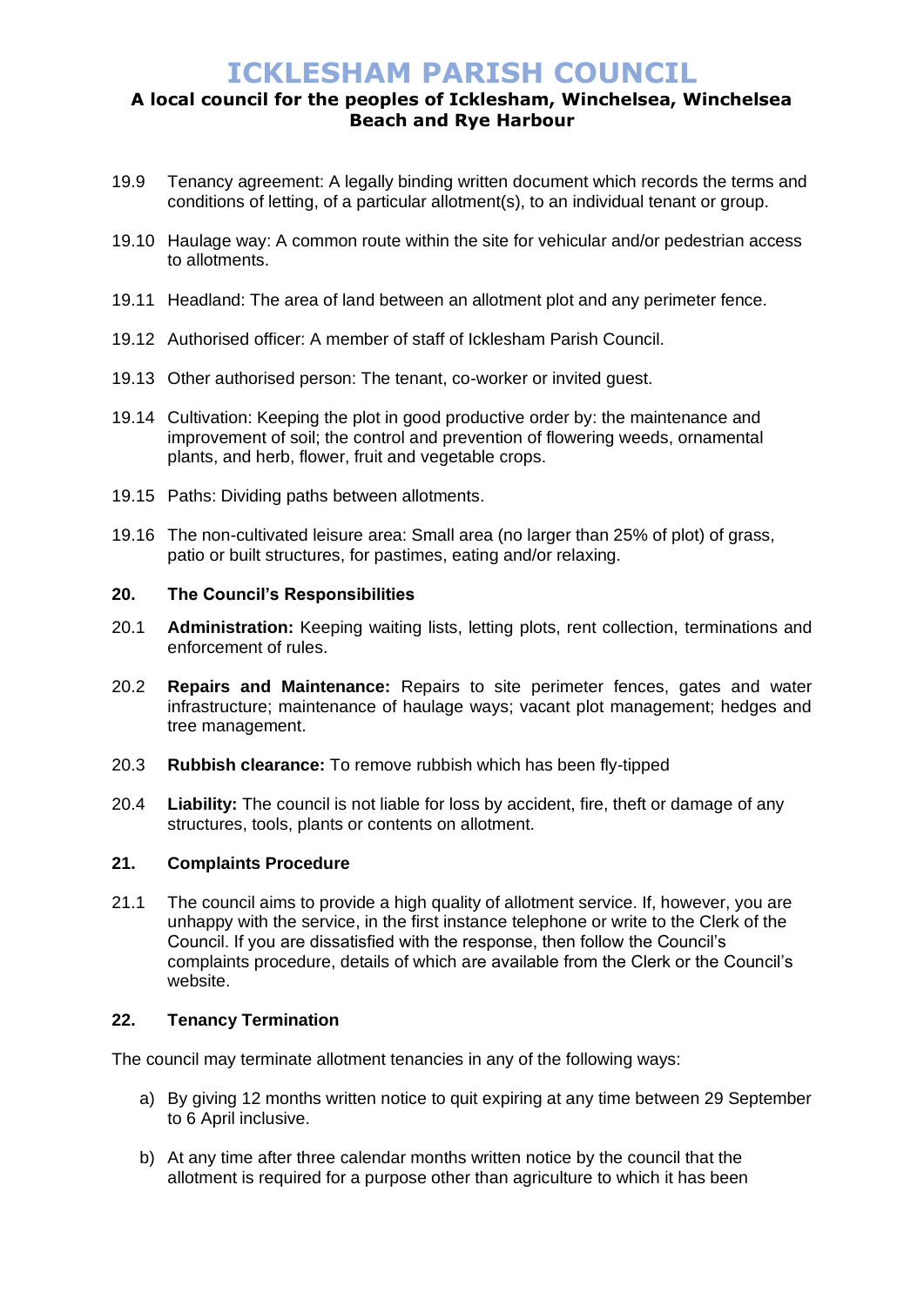- 19.9 Tenancy agreement: A legally binding written document which records the terms and conditions of letting, of a particular allotment(s), to an individual tenant or group.
- 19.10 Haulage way: A common route within the site for vehicular and/or pedestrian access to allotments.
- 19.11 Headland: The area of land between an allotment plot and any perimeter fence.
- 19.12 Authorised officer: A member of staff of Icklesham Parish Council.
- 19.13 Other authorised person: The tenant, co-worker or invited guest.
- 19.14 Cultivation: Keeping the plot in good productive order by: the maintenance and improvement of soil; the control and prevention of flowering weeds, ornamental plants, and herb, flower, fruit and vegetable crops.
- 19.15 Paths: Dividing paths between allotments.
- 19.16 The non-cultivated leisure area: Small area (no larger than 25% of plot) of grass, patio or built structures, for pastimes, eating and/or relaxing.

## 20. The Council's Responsibilities

- 20.1 **Administration:** Keeping waiting lists, letting plots, rent collection, terminations and enforcement of rules.
- 20.2 **Repairs and Maintenance:** Repairs to site perimeter fences, gates and water infrastructure; maintenance of haulage ways; vacant plot management; hedges and tree management.
- 20.3 **Rubbish clearance:** To remove rubbish which has been fly-tipped
- 20.4 **Liability:** The council is not liable for loss by accident, fire, theft or damage of any structures, tools, plants or contents on allotment.

## 21. Complaints Procedure

21.1 The council aims to provide a high quality of allotment service. If, however, you are unhappy with the service, in the first instance telephone or write to the Clerk of the Council. If you are dissatisfied with the response, then follow the Council's complaints procedure, details of which are available from the Clerk or the Council's website.

## 22. Tenancy Termination

The council may terminate allotment tenancies in any of the following ways:

a) By giving 12 months written notice to quit expiring at any time between 29 September to 6 April inclusive.

b) At any time after three calendar months written notice by the council that the allotment is required for a purpose other than agriculture to which it has been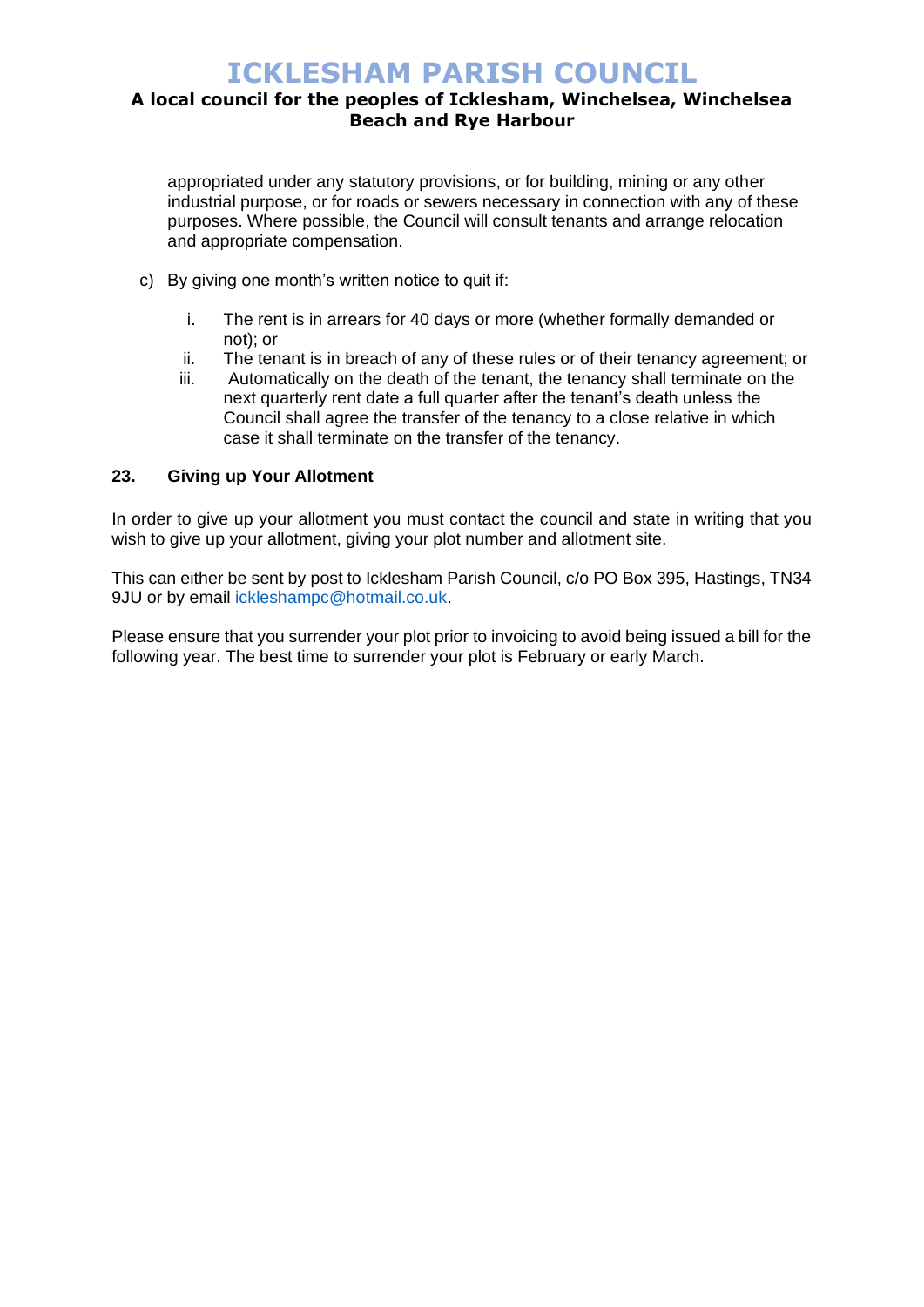appropriated under any statutory provisions, or for building, mining or any other industrial purpose, or for roads or sewers necessary in connection with any of these purposes. Where possible, the Council will consult tenants and arrange relocation and appropriate compensation.

c) By giving one month's written notice to quit if:

   i. The rent is in arrears for 40 days or more (whether formally demanded or not); or
   ii. The tenant is in breach of any of these rules or of their tenancy agreement; or
   iii. Automatically on the death of the tenant, the tenancy shall terminate on the next quarterly rent date a full quarter after the tenant's death unless the Council shall agree the transfer of the tenancy to a close relative in which case it shall terminate on the transfer of the tenancy.

### 23. Giving up Your Allotment

In order to give up your allotment you must contact the council and state in writing that you wish to give up your allotment, giving your plot number and allotment site.

This can either be sent by post to Icklesham Parish Council, c/o PO Box 395, Hastings, TN34 9JU or by email ickleshampc@hotmail.co.uk.

Please ensure that you surrender your plot prior to invoicing to avoid being issued a bill for the following year. The best time to surrender your plot is February or early March.